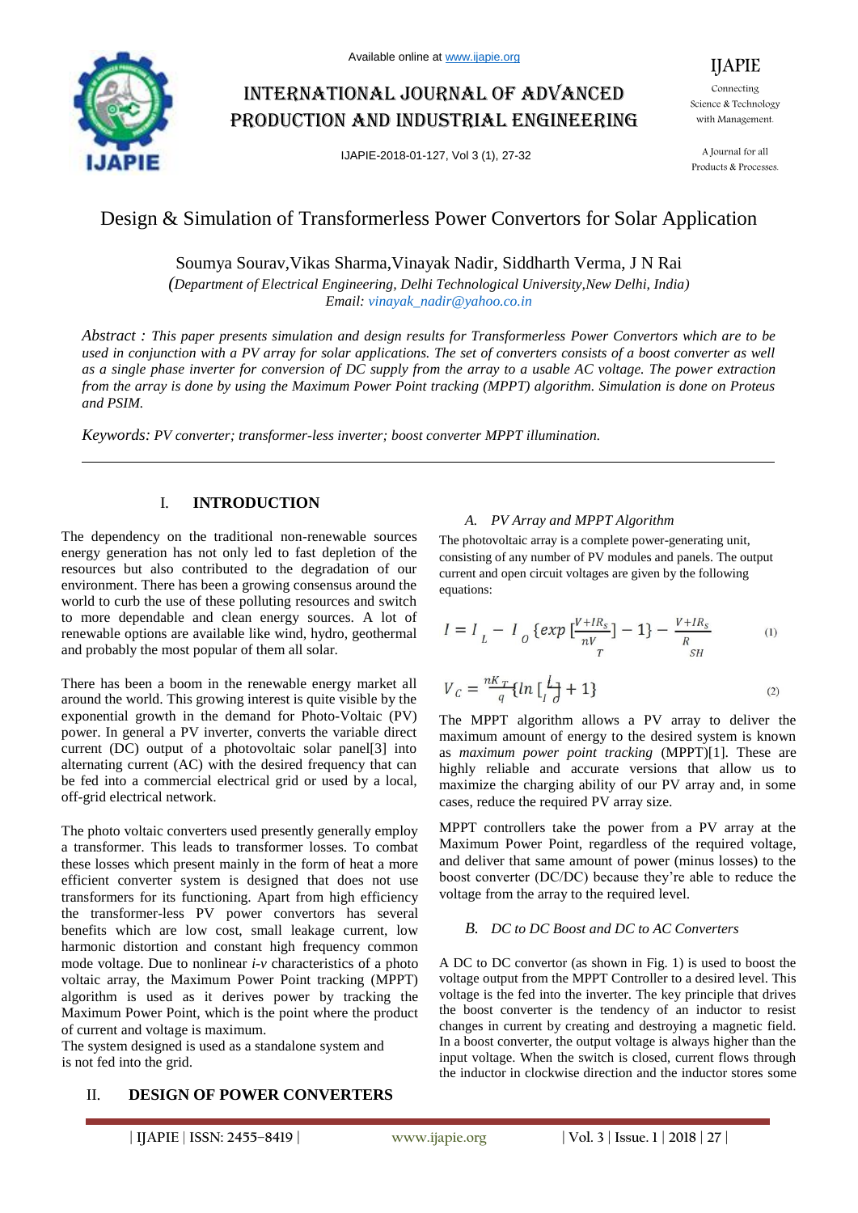# Design & Simulation of Transformerless Power Convertors for Solar Application

Soumya Sourav, Vikas Sharma, Vinayak Nadir, Siddharth Verma, J N Rai

*(Department of Electrical Engineering, Delhi Technological University, New Delhi, India)*

*Email: vinayak_nadir@yahoo.co.in*

*Abstract : This paper presents simulation and design results for Transformerless Power Convertors which are to be used in conjunction with a PV array for solar applications. The set of converters consists of a boost converter as well as a single phase inverter for conversion of DC supply from the array to a usable AC voltage. The power extraction from the array is done by using the Maximum Power Point tracking (MPPT) algorithm. Simulation is done on Proteus and PSIM.*

*Keywords: PV converter; transformer-less inverter; boost converter MPPT illumination.*

## I. INTRODUCTION

The dependency on the traditional non-renewable sources energy generation has not only led to fast depletion of the resources but also contributed to the degradation of our environment. There has been a growing consensus around the world to curb the use of these polluting resources and switch to more dependable and clean energy sources. A lot of renewable options are available like wind, hydro, geothermal and probably the most popular of them all solar.

There has been a boom in the renewable energy market all around the world. This growing interest is quite visible by the exponential growth in the demand for Photo-Voltaic (PV) power. In general a PV inverter, converts the variable direct current (DC) output of a photovoltaic solar panel[3] into alternating current (AC) with the desired frequency that can be fed into a commercial electrical grid or used by a local, off-grid electrical network.

The photo voltaic converters used presently generally employ a transformer. This leads to transformer losses. To combat these losses which present mainly in the form of heat a more efficient converter system is designed that does not use transformers for its functioning. Apart from high efficiency the transformer-less PV power convertors has several benefits which are low cost, small leakage current, low harmonic distortion and constant high frequency common mode voltage. Due to nonlinear *i-v* characteristics of a photo voltaic array, the Maximum Power Point tracking (MPPT) algorithm is used as it derives power by tracking the Maximum Power Point, which is the point where the product of current and voltage is maximum.
The system designed is used as a standalone system and is not fed into the grid.

## II. DESIGN OF POWER CONVERTERS

### *A. PV Array and MPPT Algorithm*

The photovoltaic array is a complete power-generating unit, consisting of any number of PV modules and panels. The output current and open circuit voltages are given by the following equations:

$$I = I_L - I_0 \{exp\,[\frac{V+IR_s}{nV_T}] - 1\} - \frac{V+IR_s}{R_{SH}} \qquad (1)$$

$$V_C = \frac{nK_T}{q}\{ln\,[\frac{I_L}{I_0}] + 1\} \qquad (2)$$

The MPPT algorithm allows a PV array to deliver the maximum amount of energy to the desired system is known as *maximum power point tracking* (MPPT)[1]. These are highly reliable and accurate versions that allow us to maximize the charging ability of our PV array and, in some cases, reduce the required PV array size.

MPPT controllers take the power from a PV array at the Maximum Power Point, regardless of the required voltage, and deliver that same amount of power (minus losses) to the boost converter (DC/DC) because they're able to reduce the voltage from the array to the required level.

### *B. DC to DC Boost and DC to AC Converters*

A DC to DC convertor (as shown in Fig. 1) is used to boost the voltage output from the MPPT Controller to a desired level. This voltage is the fed into the inverter. The key principle that drives the boost converter is the tendency of an inductor to resist changes in current by creating and destroying a magnetic field. In a boost converter, the output voltage is always higher than the input voltage. When the switch is closed, current flows through the inductor in clockwise direction and the inductor stores some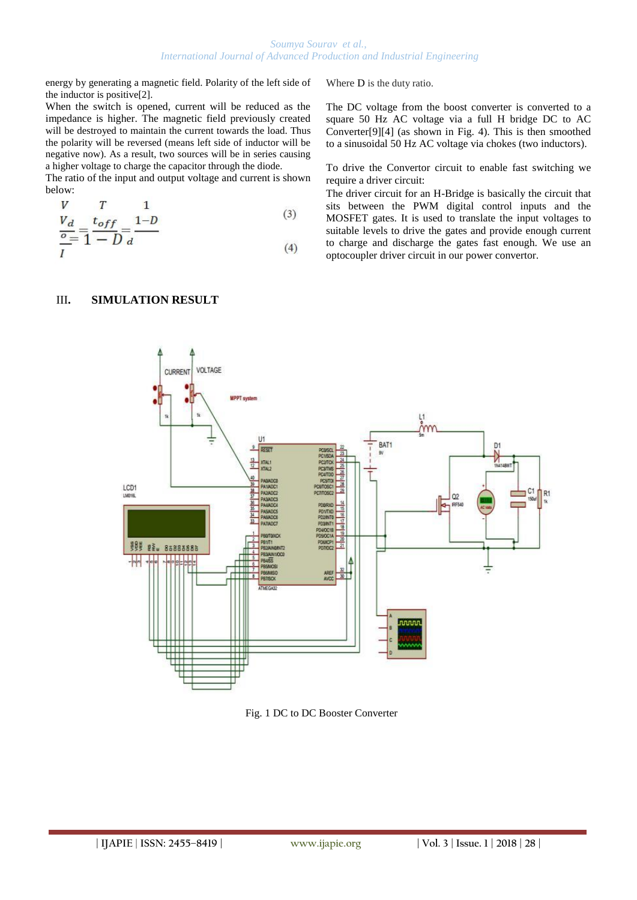energy by generating a magnetic field. Polarity of the left side of the inductor is positive[2].

When the switch is opened, current will be reduced as the impedance is higher. The magnetic field previously created will be destroyed to maintain the current towards the load. Thus the polarity will be reversed (means left side of inductor will be negative now). As a result, two sources will be in series causing a higher voltage to charge the capacitor through the diode.

The ratio of the input and output voltage and current is shown below:

$$\frac{V_o}{V_d} = \frac{T}{t_{off}} = \frac{1}{1-D} \quad (3)$$

$$\frac{I_o}{I_d} = 1 - D \quad (4)$$

Where D is the duty ratio.

The DC voltage from the boost converter is converted to a square 50 Hz AC voltage via a full H bridge DC to AC Converter[9][4] (as shown in Fig. 4). This is then smoothed to a sinusoidal 50 Hz AC voltage via chokes (two inductors).

To drive the Convertor circuit to enable fast switching we require a driver circuit:

The driver circuit for an H-Bridge is basically the circuit that sits between the PWM digital control inputs and the MOSFET gates. It is used to translate the input voltages to suitable levels to drive the gates and provide enough current to charge and discharge the gates fast enough. We use an optocoupler driver circuit in our power convertor.

## III. SIMULATION RESULT

Fig. 1 DC to DC Booster Converter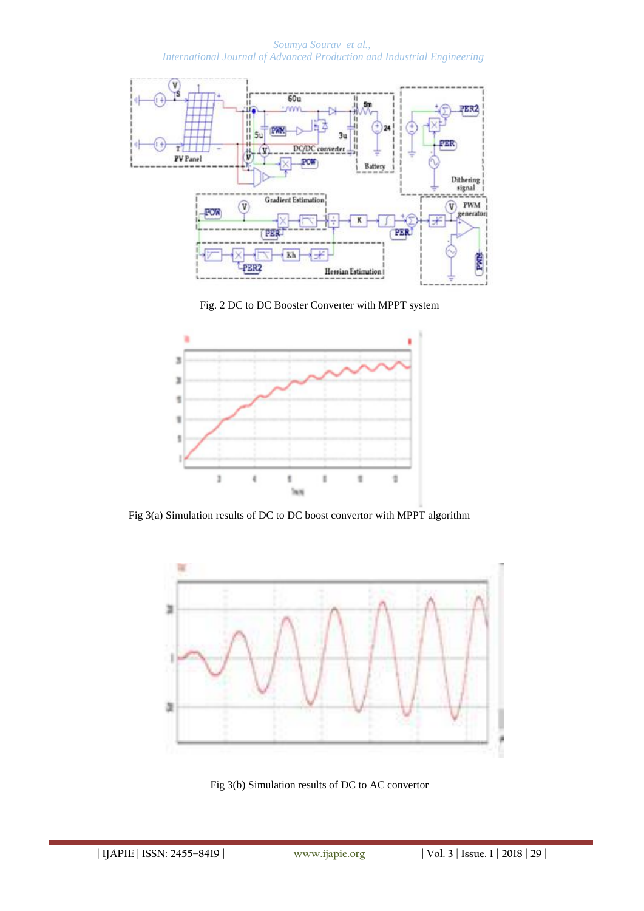Fig. 2 DC to DC Booster Converter with MPPT system

Fig 3(a) Simulation results of DC to DC boost convertor with MPPT algorithm

Fig 3(b) Simulation results of DC to AC convertor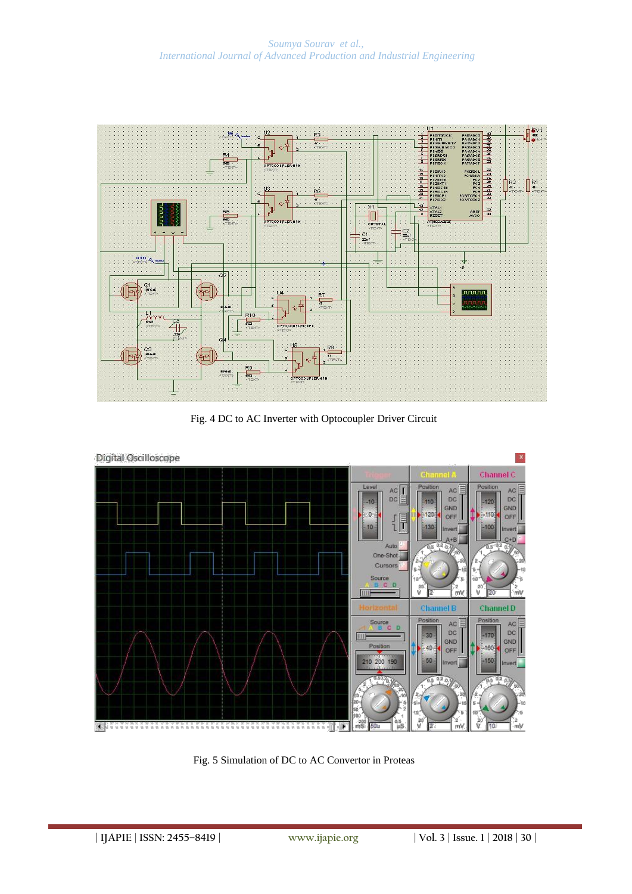Fig. 4 DC to AC Inverter with Optocoupler Driver Circuit

Fig. 5 Simulation of DC to AC Convertor in Proteas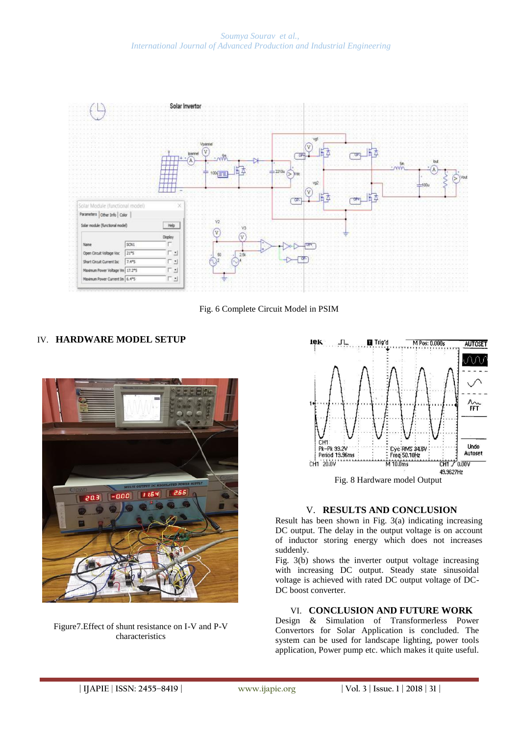Fig. 6 Complete Circuit Model in PSIM

## IV. HARDWARE MODEL SETUP

Figure7.Effect of shunt resistance on I-V and P-V characteristics

Fig. 8 Hardware model Output

## V. RESULTS AND CONCLUSION

Result has been shown in Fig. 3(a) indicating increasing DC output. The delay in the output voltage is on account of inductor storing energy which does not increases suddenly.

Fig. 3(b) shows the inverter output voltage increasing with increasing DC output. Steady state sinusoidal voltage is achieved with rated DC output voltage of DC-DC boost converter.

## VI. CONCLUSION AND FUTURE WORK

Design & Simulation of Transformerless Power Convertors for Solar Application is concluded. The system can be used for landscape lighting, power tools application, Power pump etc. which makes it quite useful.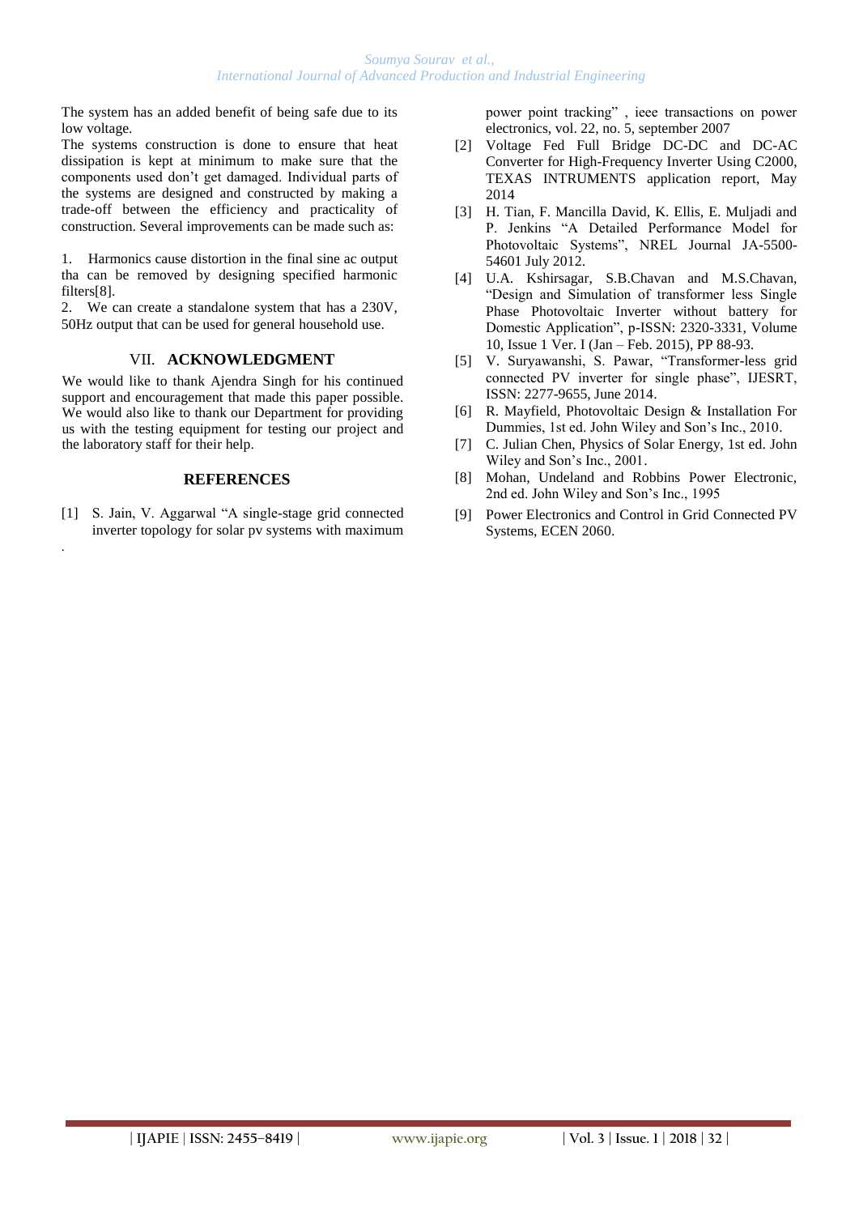The system has an added benefit of being safe due to its low voltage.

The systems construction is done to ensure that heat dissipation is kept at minimum to make sure that the components used don't get damaged. Individual parts of the systems are designed and constructed by making a trade-off between the efficiency and practicality of construction. Several improvements can be made such as:

1. Harmonics cause distortion in the final sine ac output tha can be removed by designing specified harmonic filters[8].
2. We can create a standalone system that has a 230V, 50Hz output that can be used for general household use.

## VII. ACKNOWLEDGMENT

We would like to thank Ajendra Singh for his continued support and encouragement that made this paper possible. We would also like to thank our Department for providing us with the testing equipment for testing our project and the laboratory staff for their help.

## REFERENCES

[1] S. Jain, V. Aggarwal "A single-stage grid connected inverter topology for solar pv systems with maximum power point tracking" , ieee transactions on power electronics, vol. 22, no. 5, september 2007

[2] Voltage Fed Full Bridge DC-DC and DC-AC Converter for High-Frequency Inverter Using C2000, TEXAS INTRUMENTS application report, May 2014

[3] H. Tian, F. Mancilla David, K. Ellis, E. Muljadi and P. Jenkins "A Detailed Performance Model for Photovoltaic Systems", NREL Journal JA-5500-54601 July 2012.

[4] U.A. Kshirsagar, S.B.Chavan and M.S.Chavan, "Design and Simulation of transformer less Single Phase Photovoltaic Inverter without battery for Domestic Application", p-ISSN: 2320-3331, Volume 10, Issue 1 Ver. I (Jan – Feb. 2015), PP 88-93.

[5] V. Suryawanshi, S. Pawar, "Transformer-less grid connected PV inverter for single phase", IJESRT, ISSN: 2277-9655, June 2014.

[6] R. Mayfield, Photovoltaic Design & Installation For Dummies, 1st ed. John Wiley and Son's Inc., 2010.

[7] C. Julian Chen, Physics of Solar Energy, 1st ed. John Wiley and Son's Inc., 2001.

[8] Mohan, Undeland and Robbins Power Electronic, 2nd ed. John Wiley and Son's Inc., 1995

[9] Power Electronics and Control in Grid Connected PV Systems, ECEN 2060.